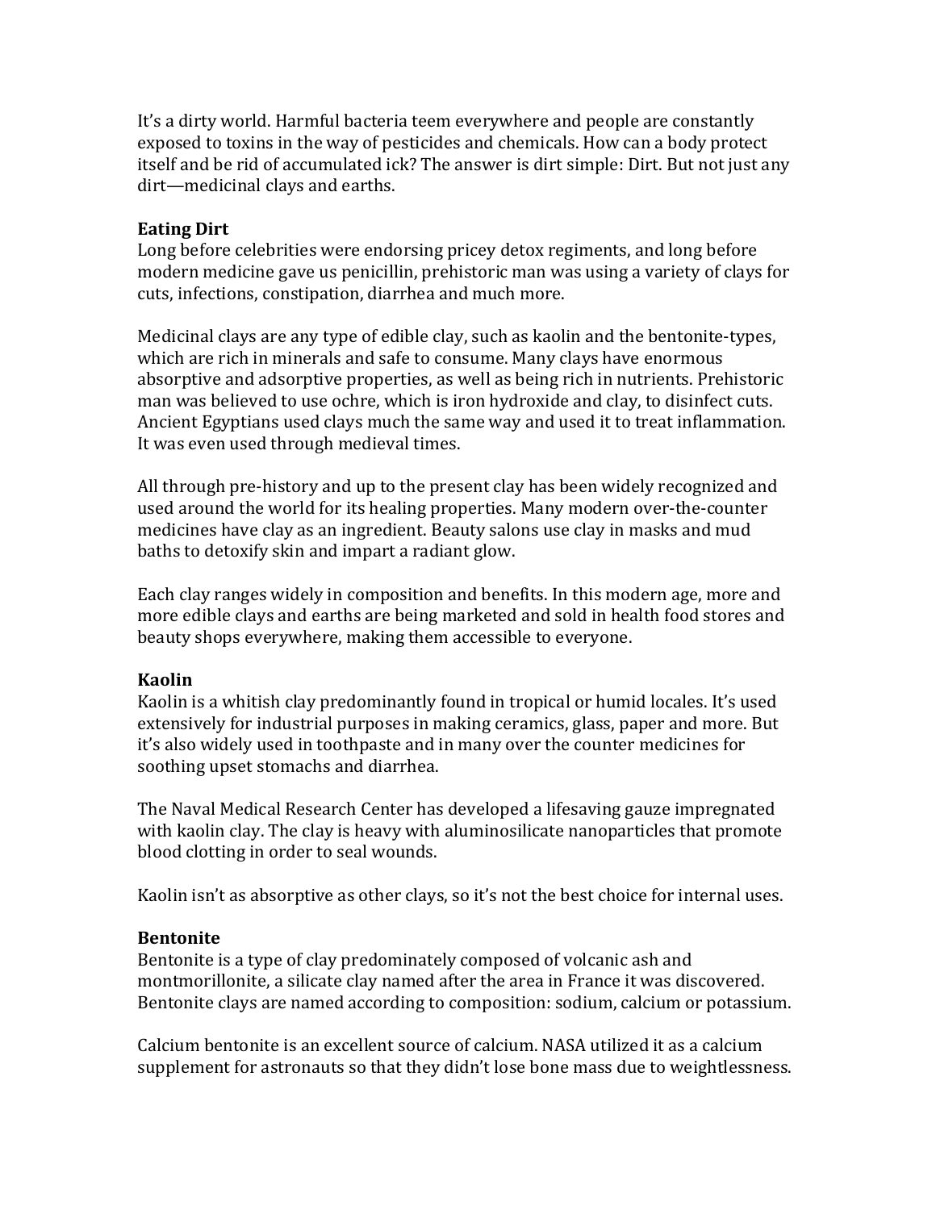It's a dirty world. Harmful bacteria teem everywhere and people are constantly exposed to toxins in the way of pesticides and chemicals. How can a body protect itself and be rid of accumulated ick? The answer is dirt simple: Dirt. But not just any dirt—medicinal clays and earths.

**Eating Dirt**

Long before celebrities were endorsing pricey detox regiments, and long before modern medicine gave us penicillin, prehistoric man was using a variety of clays for cuts, infections, constipation, diarrhea and much more.

Medicinal clays are any type of edible clay, such as kaolin and the bentonite-types, which are rich in minerals and safe to consume. Many clays have enormous absorptive and adsorptive properties, as well as being rich in nutrients. Prehistoric man was believed to use ochre, which is iron hydroxide and clay, to disinfect cuts. Ancient Egyptians used clays much the same way and used it to treat inflammation. It was even used through medieval times.

All through pre-history and up to the present clay has been widely recognized and used around the world for its healing properties. Many modern over-the-counter medicines have clay as an ingredient. Beauty salons use clay in masks and mud baths to detoxify skin and impart a radiant glow.

Each clay ranges widely in composition and benefits. In this modern age, more and more edible clays and earths are being marketed and sold in health food stores and beauty shops everywhere, making them accessible to everyone.

**Kaolin**

Kaolin is a whitish clay predominantly found in tropical or humid locales. It's used extensively for industrial purposes in making ceramics, glass, paper and more. But it's also widely used in toothpaste and in many over the counter medicines for soothing upset stomachs and diarrhea.

The Naval Medical Research Center has developed a lifesaving gauze impregnated with kaolin clay. The clay is heavy with aluminosilicate nanoparticles that promote blood clotting in order to seal wounds.

Kaolin isn't as absorptive as other clays, so it's not the best choice for internal uses.

**Bentonite**

Bentonite is a type of clay predominately composed of volcanic ash and montmorillonite, a silicate clay named after the area in France it was discovered. Bentonite clays are named according to composition: sodium, calcium or potassium.

Calcium bentonite is an excellent source of calcium. NASA utilized it as a calcium supplement for astronauts so that they didn't lose bone mass due to weightlessness.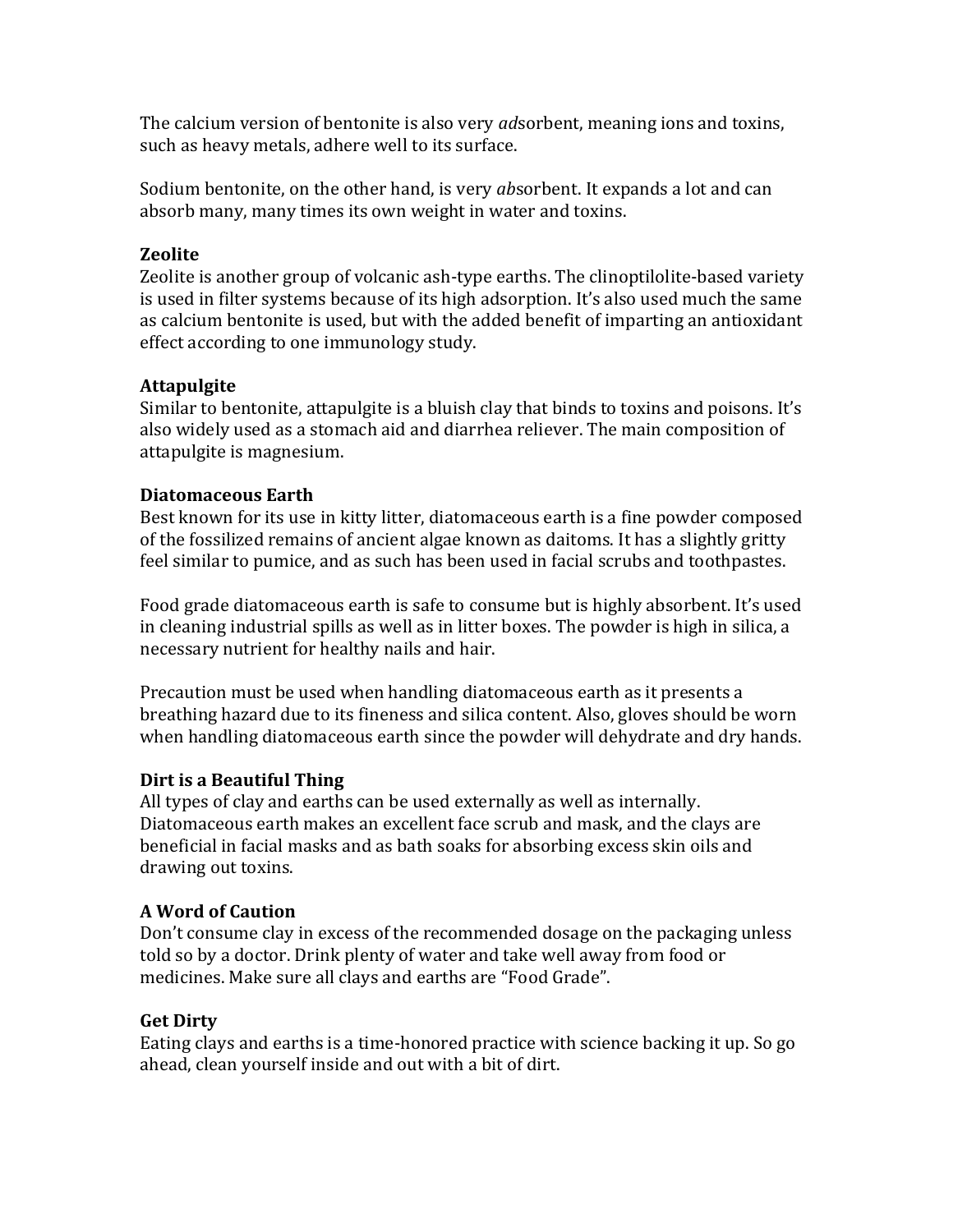The calcium version of bentonite is also very *ad*sorbent, meaning ions and toxins, such as heavy metals, adhere well to its surface.

Sodium bentonite, on the other hand, is very *ab*sorbent. It expands a lot and can absorb many, many times its own weight in water and toxins.

**Zeolite**
Zeolite is another group of volcanic ash-type earths. The clinoptilolite-based variety is used in filter systems because of its high adsorption. It's also used much the same as calcium bentonite is used, but with the added benefit of imparting an antioxidant effect according to one immunology study.

**Attapulgite**
Similar to bentonite, attapulgite is a bluish clay that binds to toxins and poisons. It's also widely used as a stomach aid and diarrhea reliever. The main composition of attapulgite is magnesium.

**Diatomaceous Earth**
Best known for its use in kitty litter, diatomaceous earth is a fine powder composed of the fossilized remains of ancient algae known as daitoms. It has a slightly gritty feel similar to pumice, and as such has been used in facial scrubs and toothpastes.

Food grade diatomaceous earth is safe to consume but is highly absorbent. It's used in cleaning industrial spills as well as in litter boxes. The powder is high in silica, a necessary nutrient for healthy nails and hair.

Precaution must be used when handling diatomaceous earth as it presents a breathing hazard due to its fineness and silica content. Also, gloves should be worn when handling diatomaceous earth since the powder will dehydrate and dry hands.

**Dirt is a Beautiful Thing**
All types of clay and earths can be used externally as well as internally. Diatomaceous earth makes an excellent face scrub and mask, and the clays are beneficial in facial masks and as bath soaks for absorbing excess skin oils and drawing out toxins.

**A Word of Caution**
Don't consume clay in excess of the recommended dosage on the packaging unless told so by a doctor. Drink plenty of water and take well away from food or medicines. Make sure all clays and earths are "Food Grade".

**Get Dirty**
Eating clays and earths is a time-honored practice with science backing it up. So go ahead, clean yourself inside and out with a bit of dirt.